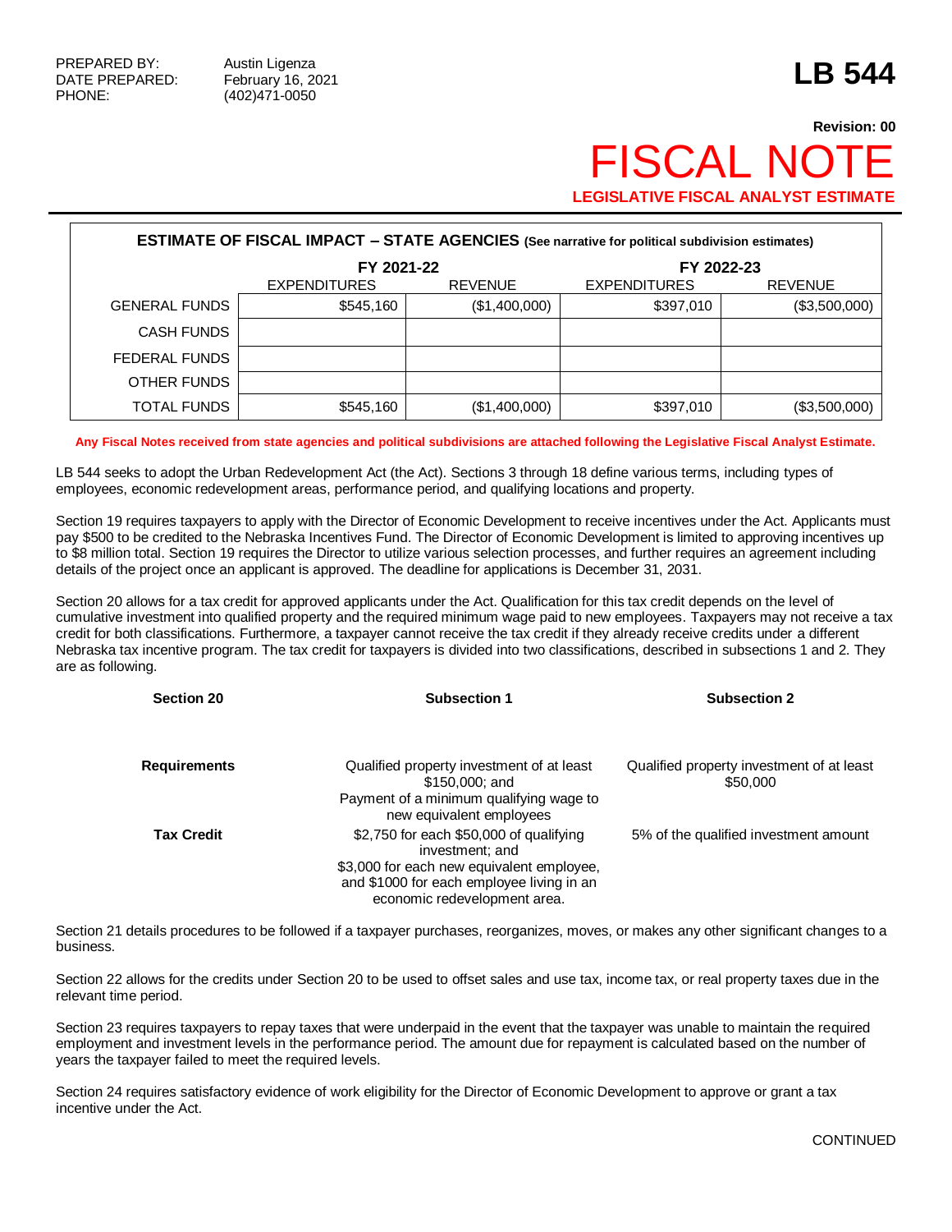PREPARED BY: Austin Ligenza
DATE PREPARED: February 16, 2021
PHONE: (402)471-0050

# LB 544

**Revision: 00**

# FISCAL NOTE

**LEGISLATIVE FISCAL ANALYST ESTIMATE**

| ESTIMATE OF FISCAL IMPACT – STATE AGENCIES (See narrative for political subdivision estimates) | | | | |
|---|---|---|---|---|
| | FY 2021-22 | | FY 2022-23 | |
| | EXPENDITURES | REVENUE | EXPENDITURES | REVENUE |
| GENERAL FUNDS | $545,160 | ($1,400,000) | $397,010 | ($3,500,000) |
| CASH FUNDS | | | | |
| FEDERAL FUNDS | | | | |
| OTHER FUNDS | | | | |
| TOTAL FUNDS | $545,160 | ($1,400,000) | $397,010 | ($3,500,000) |

**Any Fiscal Notes received from state agencies and political subdivisions are attached following the Legislative Fiscal Analyst Estimate.**

LB 544 seeks to adopt the Urban Redevelopment Act (the Act). Sections 3 through 18 define various terms, including types of employees, economic redevelopment areas, performance period, and qualifying locations and property.

Section 19 requires taxpayers to apply with the Director of Economic Development to receive incentives under the Act. Applicants must pay $500 to be credited to the Nebraska Incentives Fund. The Director of Economic Development is limited to approving incentives up to $8 million total. Section 19 requires the Director to utilize various selection processes, and further requires an agreement including details of the project once an applicant is approved. The deadline for applications is December 31, 2031.

Section 20 allows for a tax credit for approved applicants under the Act. Qualification for this tax credit depends on the level of cumulative investment into qualified property and the required minimum wage paid to new employees. Taxpayers may not receive a tax credit for both classifications. Furthermore, a taxpayer cannot receive the tax credit if they already receive credits under a different Nebraska tax incentive program. The tax credit for taxpayers is divided into two classifications, described in subsections 1 and 2. They are as following.

| Section 20 | Subsection 1 | Subsection 2 |
|---|---|---|
| **Requirements** | Qualified property investment of at least $150,000; and Payment of a minimum qualifying wage to new equivalent employees | Qualified property investment of at least $50,000 |
| **Tax Credit** | $2,750 for each $50,000 of qualifying investment; and $3,000 for each new equivalent employee, and $1000 for each employee living in an economic redevelopment area. | 5% of the qualified investment amount |

Section 21 details procedures to be followed if a taxpayer purchases, reorganizes, moves, or makes any other significant changes to a business.

Section 22 allows for the credits under Section 20 to be used to offset sales and use tax, income tax, or real property taxes due in the relevant time period.

Section 23 requires taxpayers to repay taxes that were underpaid in the event that the taxpayer was unable to maintain the required employment and investment levels in the performance period. The amount due for repayment is calculated based on the number of years the taxpayer failed to meet the required levels.

Section 24 requires satisfactory evidence of work eligibility for the Director of Economic Development to approve or grant a tax incentive under the Act.

CONTINUED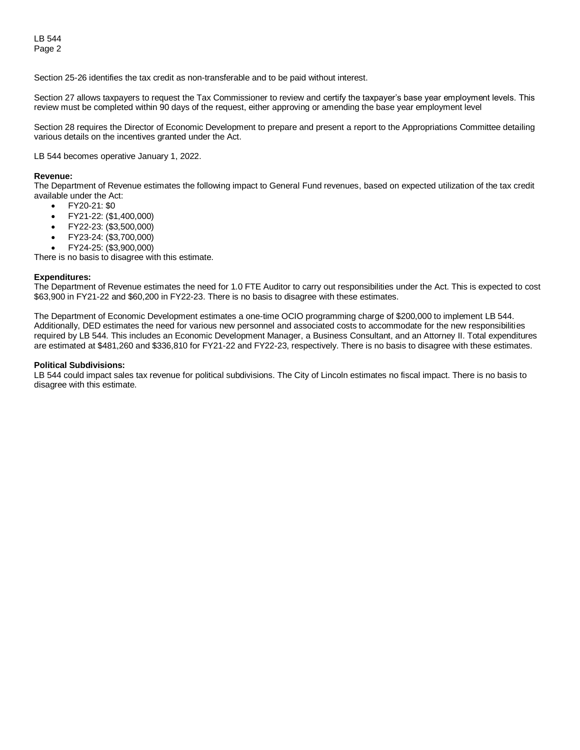Section 25-26 identifies the tax credit as non-transferable and to be paid without interest.

Section 27 allows taxpayers to request the Tax Commissioner to review and certify the taxpayer's base year employment levels. This review must be completed within 90 days of the request, either approving or amending the base year employment level

Section 28 requires the Director of Economic Development to prepare and present a report to the Appropriations Committee detailing various details on the incentives granted under the Act.

LB 544 becomes operative January 1, 2022.

**Revenue:**
The Department of Revenue estimates the following impact to General Fund revenues, based on expected utilization of the tax credit available under the Act:

- FY20-21: $0
- FY21-22: ($1,400,000)
- FY22-23: ($3,500,000)
- FY23-24: ($3,700,000)
- FY24-25: ($3,900,000)

There is no basis to disagree with this estimate.

**Expenditures:**
The Department of Revenue estimates the need for 1.0 FTE Auditor to carry out responsibilities under the Act. This is expected to cost $63,900 in FY21-22 and $60,200 in FY22-23. There is no basis to disagree with these estimates.

The Department of Economic Development estimates a one-time OCIO programming charge of $200,000 to implement LB 544. Additionally, DED estimates the need for various new personnel and associated costs to accommodate for the new responsibilities required by LB 544. This includes an Economic Development Manager, a Business Consultant, and an Attorney II. Total expenditures are estimated at $481,260 and $336,810 for FY21-22 and FY22-23, respectively. There is no basis to disagree with these estimates.

**Political Subdivisions:**
LB 544 could impact sales tax revenue for political subdivisions. The City of Lincoln estimates no fiscal impact. There is no basis to disagree with this estimate.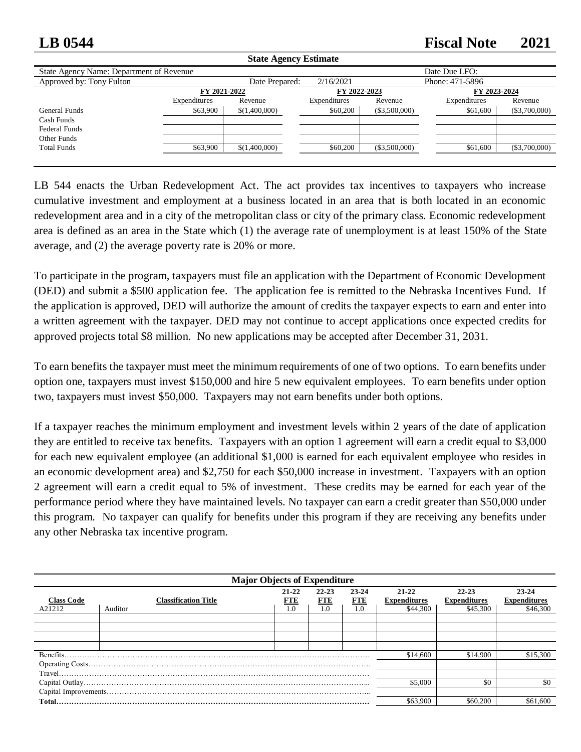# LB 0544 Fiscal Note 2021

**State Agency Estimate**

| State Agency Name: Department of Revenue | | | | | Date Due LFO: | |
|---|---|---|---|---|---|---|
| Approved by: Tony Fulton | | Date Prepared: 2/16/2021 | | | Phone: 471-5896 | |
| | FY 2021-2022 | | FY 2022-2023 | | FY 2023-2024 | |
| | Expenditures | Revenue | Expenditures | Revenue | Expenditures | Revenue |
| General Funds | $63,900 | $(1,400,000) | $60,200 | ($3,500,000) | $61,600 | ($3,700,000) |
| Cash Funds | | | | | | |
| Federal Funds | | | | | | |
| Other Funds | | | | | | |
| Total Funds | $63,900 | $(1,400,000) | $60,200 | ($3,500,000) | $61,600 | ($3,700,000) |

LB 544 enacts the Urban Redevelopment Act. The act provides tax incentives to taxpayers who increase cumulative investment and employment at a business located in an area that is both located in an economic redevelopment area and in a city of the metropolitan class or city of the primary class. Economic redevelopment area is defined as an area in the State which (1) the average rate of unemployment is at least 150% of the State average, and (2) the average poverty rate is 20% or more.

To participate in the program, taxpayers must file an application with the Department of Economic Development (DED) and submit a $500 application fee. The application fee is remitted to the Nebraska Incentives Fund. If the application is approved, DED will authorize the amount of credits the taxpayer expects to earn and enter into a written agreement with the taxpayer. DED may not continue to accept applications once expected credits for approved projects total $8 million. No new applications may be accepted after December 31, 2031.

To earn benefits the taxpayer must meet the minimum requirements of one of two options. To earn benefits under option one, taxpayers must invest $150,000 and hire 5 new equivalent employees. To earn benefits under option two, taxpayers must invest $50,000. Taxpayers may not earn benefits under both options.

If a taxpayer reaches the minimum employment and investment levels within 2 years of the date of application they are entitled to receive tax benefits. Taxpayers with an option 1 agreement will earn a credit equal to $3,000 for each new equivalent employee (an additional $1,000 is earned for each equivalent employee who resides in an economic development area) and $2,750 for each $50,000 increase in investment. Taxpayers with an option 2 agreement will earn a credit equal to 5% of investment. These credits may be earned for each year of the performance period where they have maintained levels. No taxpayer can earn a credit greater than $50,000 under this program. No taxpayer can qualify for benefits under this program if they are receiving any benefits under any other Nebraska tax incentive program.

**Major Objects of Expenditure**

| Class Code | Classification Title | 21-22 FTE | 22-23 FTE | 23-24 FTE | 21-22 Expenditures | 22-23 Expenditures | 23-24 Expenditures |
|---|---|---|---|---|---|---|---|
| A21212 | Auditor | 1.0 | 1.0 | 1.0 | $44,300 | $45,300 | $46,300 |
| Benefits | | | | | $14,600 | $14,900 | $15,300 |
| Operating Costs | | | | | | | |
| Travel | | | | | | | |
| Capital Outlay | | | | | $5,000 | $0 | $0 |
| Capital Improvements | | | | | | | |
| **Total** | | | | | $63,900 | $60,200 | $61,600 |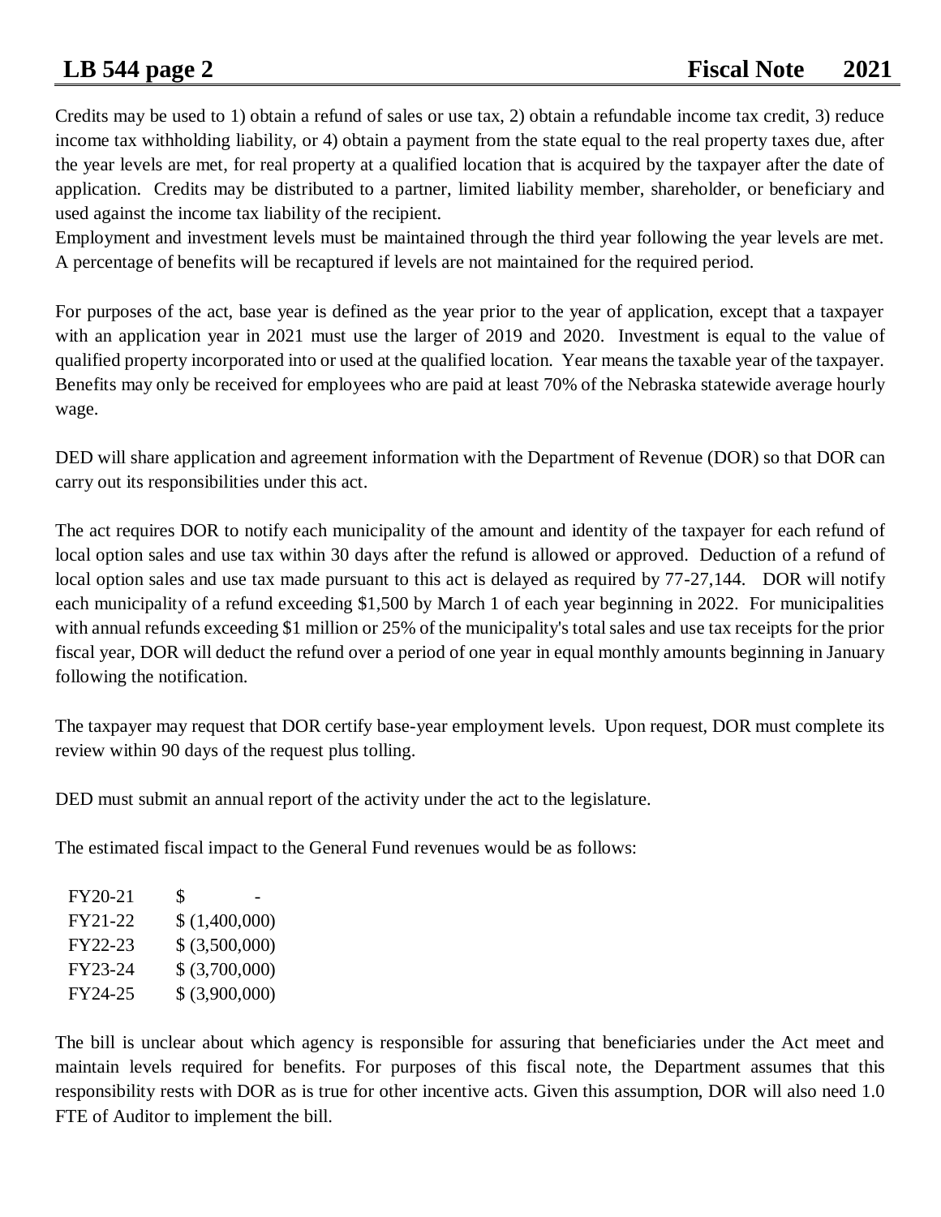Credits may be used to 1) obtain a refund of sales or use tax, 2) obtain a refundable income tax credit, 3) reduce income tax withholding liability, or 4) obtain a payment from the state equal to the real property taxes due, after the year levels are met, for real property at a qualified location that is acquired by the taxpayer after the date of application. Credits may be distributed to a partner, limited liability member, shareholder, or beneficiary and used against the income tax liability of the recipient.
Employment and investment levels must be maintained through the third year following the year levels are met. A percentage of benefits will be recaptured if levels are not maintained for the required period.

For purposes of the act, base year is defined as the year prior to the year of application, except that a taxpayer with an application year in 2021 must use the larger of 2019 and 2020. Investment is equal to the value of qualified property incorporated into or used at the qualified location. Year means the taxable year of the taxpayer. Benefits may only be received for employees who are paid at least 70% of the Nebraska statewide average hourly wage.

DED will share application and agreement information with the Department of Revenue (DOR) so that DOR can carry out its responsibilities under this act.

The act requires DOR to notify each municipality of the amount and identity of the taxpayer for each refund of local option sales and use tax within 30 days after the refund is allowed or approved. Deduction of a refund of local option sales and use tax made pursuant to this act is delayed as required by 77-27,144. DOR will notify each municipality of a refund exceeding $1,500 by March 1 of each year beginning in 2022. For municipalities with annual refunds exceeding $1 million or 25% of the municipality's total sales and use tax receipts for the prior fiscal year, DOR will deduct the refund over a period of one year in equal monthly amounts beginning in January following the notification.

The taxpayer may request that DOR certify base-year employment levels. Upon request, DOR must complete its review within 90 days of the request plus tolling.

DED must submit an annual report of the activity under the act to the legislature.

The estimated fiscal impact to the General Fund revenues would be as follows:

| | |
|---|---|
| FY20-21 | $ - |
| FY21-22 | $ (1,400,000) |
| FY22-23 | $ (3,500,000) |
| FY23-24 | $ (3,700,000) |
| FY24-25 | $ (3,900,000) |

The bill is unclear about which agency is responsible for assuring that beneficiaries under the Act meet and maintain levels required for benefits. For purposes of this fiscal note, the Department assumes that this responsibility rests with DOR as is true for other incentive acts. Given this assumption, DOR will also need 1.0 FTE of Auditor to implement the bill.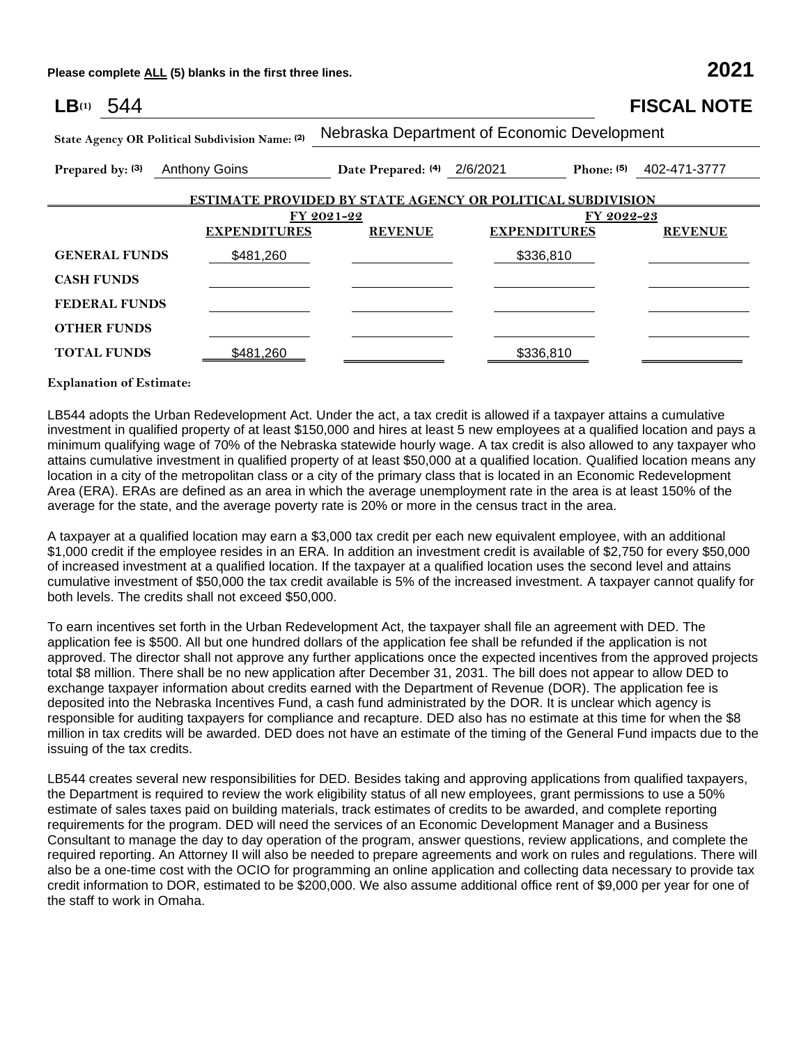Please complete ALL (5) blanks in the first three lines. **2021**

**LB**(1) 544 **FISCAL NOTE**

**State Agency OR Political Subdivision Name:** (2) Nebraska Department of Economic Development

**Prepared by:** (3) Anthony Goins **Date Prepared:** (4) 2/6/2021 **Phone:** (5) 402-471-3777

**ESTIMATE PROVIDED BY STATE AGENCY OR POLITICAL SUBDIVISION**

| | FY 2021-22 | | FY 2022-23 | |
|---|---|---|---|---|
| | **EXPENDITURES** | **REVENUE** | **EXPENDITURES** | **REVENUE** |
| **GENERAL FUNDS** | $481,260 | | $336,810 | |
| **CASH FUNDS** | | | | |
| **FEDERAL FUNDS** | | | | |
| **OTHER FUNDS** | | | | |
| **TOTAL FUNDS** | $481,260 | | $336,810 | |

**Explanation of Estimate:**

LB544 adopts the Urban Redevelopment Act. Under the act, a tax credit is allowed if a taxpayer attains a cumulative investment in qualified property of at least $150,000 and hires at least 5 new employees at a qualified location and pays a minimum qualifying wage of 70% of the Nebraska statewide hourly wage. A tax credit is also allowed to any taxpayer who attains cumulative investment in qualified property of at least $50,000 at a qualified location. Qualified location means any location in a city of the metropolitan class or a city of the primary class that is located in an Economic Redevelopment Area (ERA). ERAs are defined as an area in which the average unemployment rate in the area is at least 150% of the average for the state, and the average poverty rate is 20% or more in the census tract in the area.

A taxpayer at a qualified location may earn a $3,000 tax credit per each new equivalent employee, with an additional $1,000 credit if the employee resides in an ERA. In addition an investment credit is available of $2,750 for every $50,000 of increased investment at a qualified location. If the taxpayer at a qualified location uses the second level and attains cumulative investment of $50,000 the tax credit available is 5% of the increased investment. A taxpayer cannot qualify for both levels. The credits shall not exceed $50,000.

To earn incentives set forth in the Urban Redevelopment Act, the taxpayer shall file an agreement with DED. The application fee is $500. All but one hundred dollars of the application fee shall be refunded if the application is not approved. The director shall not approve any further applications once the expected incentives from the approved projects total $8 million. There shall be no new application after December 31, 2031. The bill does not appear to allow DED to exchange taxpayer information about credits earned with the Department of Revenue (DOR). The application fee is deposited into the Nebraska Incentives Fund, a cash fund administrated by the DOR. It is unclear which agency is responsible for auditing taxpayers for compliance and recapture. DED also has no estimate at this time for when the $8 million in tax credits will be awarded. DED does not have an estimate of the timing of the General Fund impacts due to the issuing of the tax credits.

LB544 creates several new responsibilities for DED. Besides taking and approving applications from qualified taxpayers, the Department is required to review the work eligibility status of all new employees, grant permissions to use a 50% estimate of sales taxes paid on building materials, track estimates of credits to be awarded, and complete reporting requirements for the program. DED will need the services of an Economic Development Manager and a Business Consultant to manage the day to day operation of the program, answer questions, review applications, and complete the required reporting. An Attorney II will also be needed to prepare agreements and work on rules and regulations. There will also be a one-time cost with the OCIO for programming an online application and collecting data necessary to provide tax credit information to DOR, estimated to be $200,000. We also assume additional office rent of $9,000 per year for one of the staff to work in Omaha.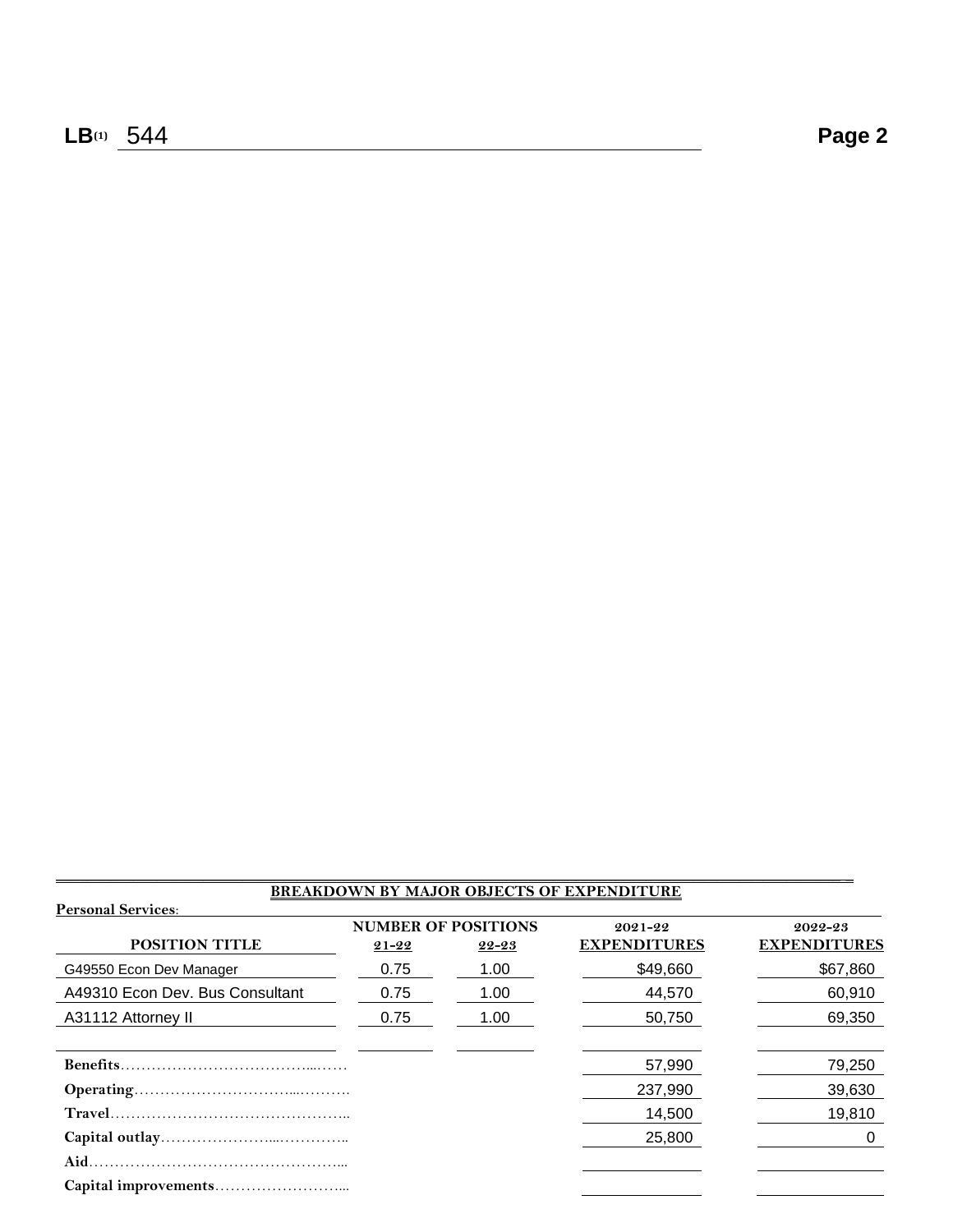**LB(1) 544**

## BREAKDOWN BY MAJOR OBJECTS OF EXPENDITURE

**Personal Services:**

| POSITION TITLE | NUMBER OF POSITIONS 21-22 | 22-23 | 2021-22 EXPENDITURES | 2022-23 EXPENDITURES |
|---|---|---|---|---|
| G49550 Econ Dev Manager | 0.75 | 1.00 | $49,660 | $67,860 |
| A49310 Econ Dev. Bus Consultant | 0.75 | 1.00 | 44,570 | 60,910 |
| A31112 Attorney II | 0.75 | 1.00 | 50,750 | 69,350 |
| | | | | |
| **Benefits** | | | 57,990 | 79,250 |
| **Operating** | | | 237,990 | 39,630 |
| **Travel** | | | 14,500 | 19,810 |
| **Capital outlay** | | | 25,800 | 0 |
| **Aid** | | | | |
| **Capital improvements** | | | | |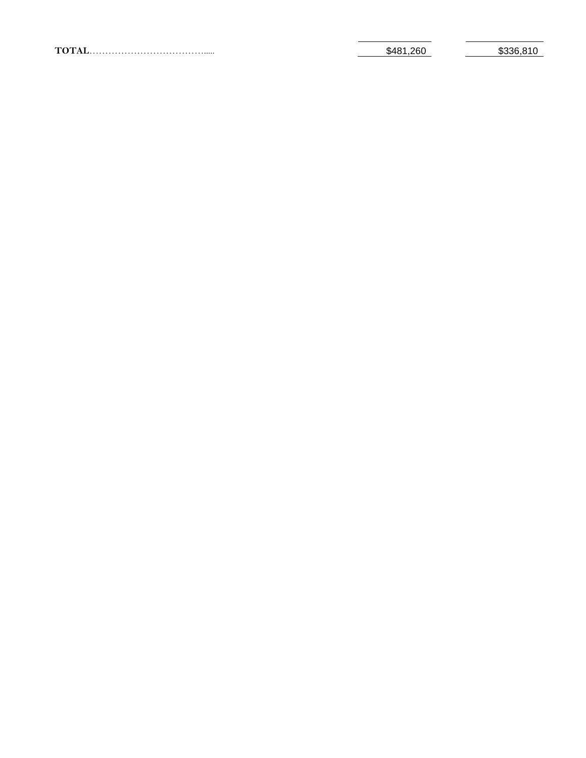| | | |
|---|---|---|
| **TOTAL**……………………………….…. | $481,260 | $336,810 |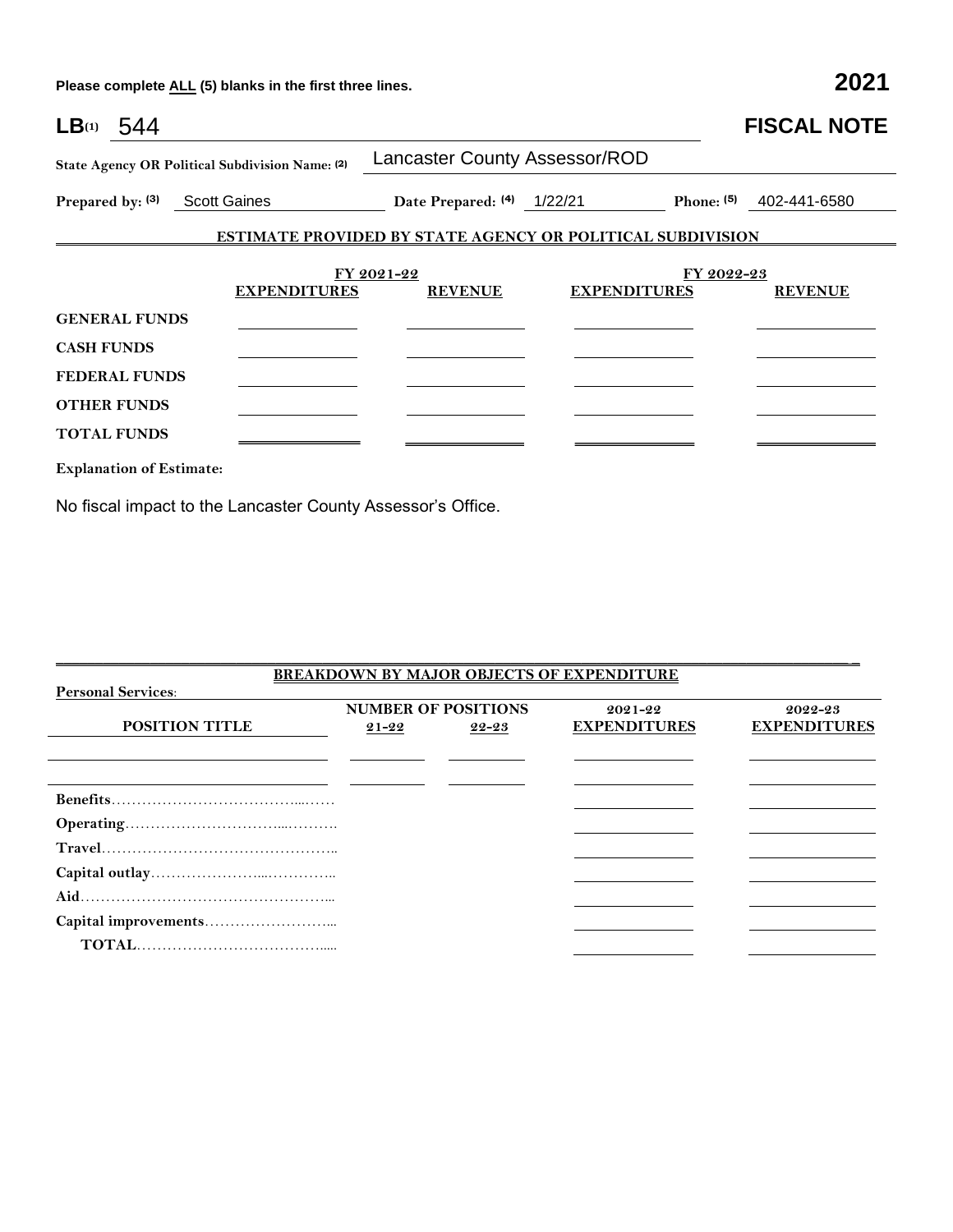Please complete ALL (5) blanks in the first three lines. **2021**

# LB(1) 544 — FISCAL NOTE

**State Agency OR Political Subdivision Name: (2)** Lancaster County Assessor/ROD

**Prepared by: (3)** Scott Gaines **Date Prepared: (4)** 1/22/21 **Phone: (5)** 402-441-6580

## ESTIMATE PROVIDED BY STATE AGENCY OR POLITICAL SUBDIVISION

| | FY 2021-22 | | FY 2022-23 | |
|---|---|---|---|---|
| | **EXPENDITURES** | **REVENUE** | **EXPENDITURES** | **REVENUE** |
| **GENERAL FUNDS** | | | | |
| **CASH FUNDS** | | | | |
| **FEDERAL FUNDS** | | | | |
| **OTHER FUNDS** | | | | |
| **TOTAL FUNDS** | | | | |

**Explanation of Estimate:**

No fiscal impact to the Lancaster County Assessor's Office.

## BREAKDOWN BY MAJOR OBJECTS OF EXPENDITURE

**Personal Services:**

| POSITION TITLE | NUMBER OF POSITIONS 21-22 | NUMBER OF POSITIONS 22-23 | 2021-22 EXPENDITURES | 2022-23 EXPENDITURES |
|---|---|---|---|---|
| | | | | |
| | | | | |
| **Benefits** | | | | |
| **Operating** | | | | |
| **Travel** | | | | |
| **Capital outlay** | | | | |
| **Aid** | | | | |
| **Capital improvements** | | | | |
| **TOTAL** | | | | |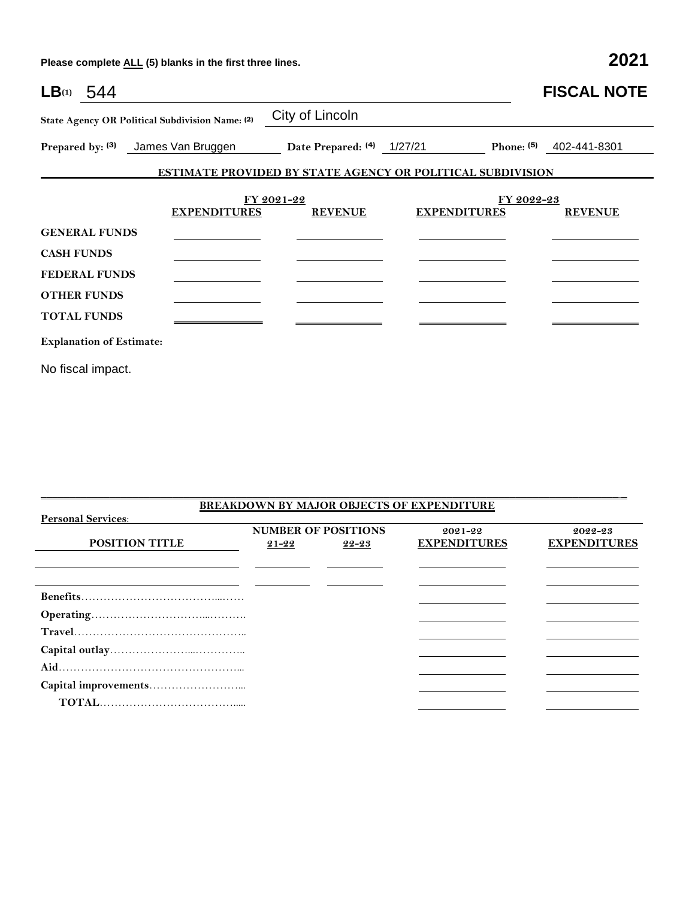Please complete ALL (5) blanks in the first three lines.

**2021**

**LB**(1) 544

**FISCAL NOTE**

**State Agency OR Political Subdivision Name:** (2) City of Lincoln

**Prepared by:** (3) James Van Bruggen **Date Prepared:** (4) 1/27/21 **Phone:** (5) 402-441-8301

**ESTIMATE PROVIDED BY STATE AGENCY OR POLITICAL SUBDIVISION**

| | FY 2021-22 | | FY 2022-23 | |
|---|---|---|---|---|
| | **EXPENDITURES** | **REVENUE** | **EXPENDITURES** | **REVENUE** |
| **GENERAL FUNDS** | | | | |
| **CASH FUNDS** | | | | |
| **FEDERAL FUNDS** | | | | |
| **OTHER FUNDS** | | | | |
| **TOTAL FUNDS** | | | | |

**Explanation of Estimate:**

No fiscal impact.

**BREAKDOWN BY MAJOR OBJECTS OF EXPENDITURE**

**Personal Services:**

| POSITION TITLE | NUMBER OF POSITIONS 21-22 | 22-23 | 2021-22 EXPENDITURES | 2022-23 EXPENDITURES |
|---|---|---|---|---|
| | | | | |
| | | | | |
| **Benefits** | | | | |
| **Operating** | | | | |
| **Travel** | | | | |
| **Capital outlay** | | | | |
| **Aid** | | | | |
| **Capital improvements** | | | | |
| **TOTAL** | | | | |